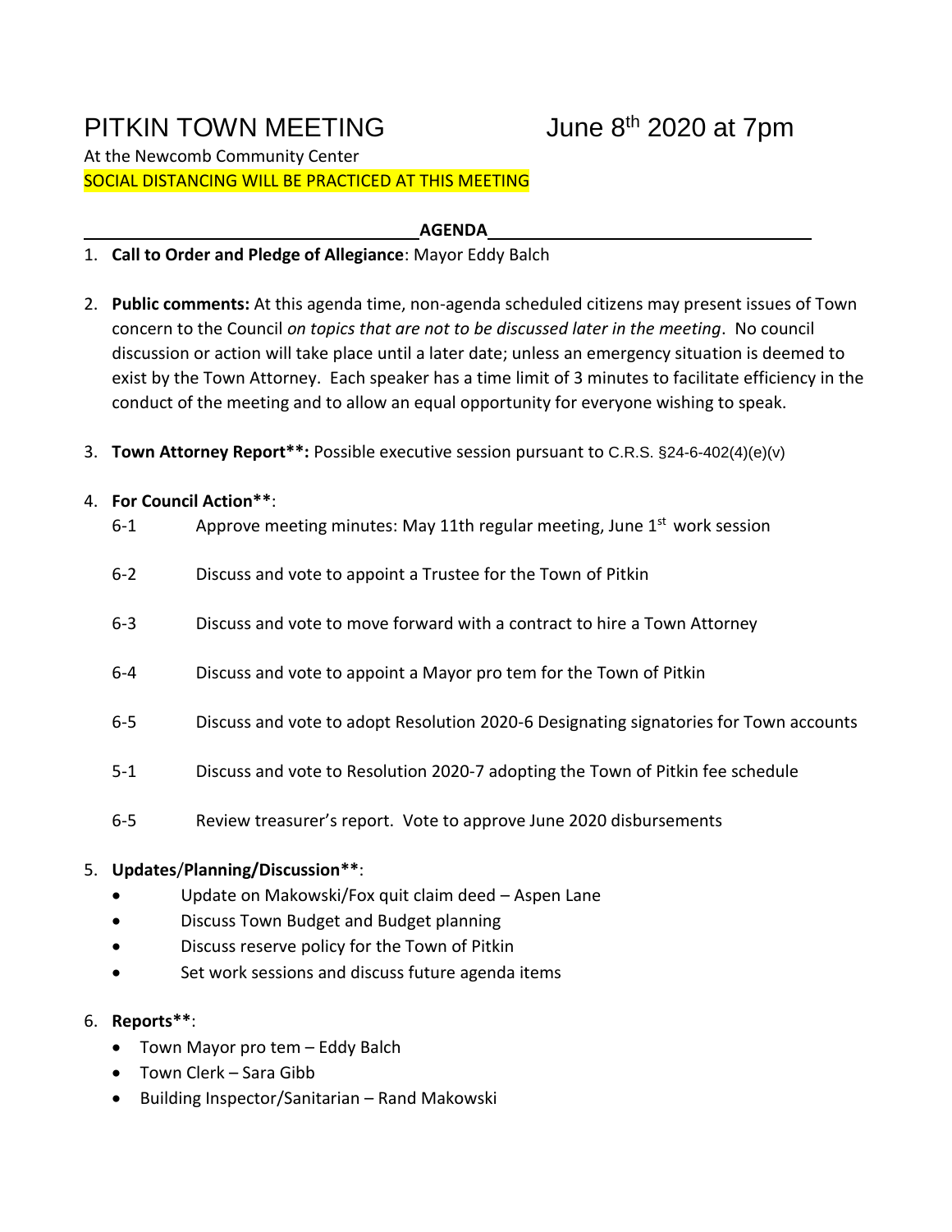# PITKIN TOWN MEETING June 8th 2020 at 7pm

At the Newcomb Community Center

SOCIAL DISTANCING WILL BE PRACTICED AT THIS MEETING

**AGENDA**

1. **Call to Order and Pledge of Allegiance**: Mayor Eddy Balch

2. **Public comments:** At this agenda time, non-agenda scheduled citizens may present issues of Town concern to the Council *on topics that are not to be discussed later in the meeting*. No council discussion or action will take place until a later date; unless an emergency situation is deemed to exist by the Town Attorney. Each speaker has a time limit of 3 minutes to facilitate efficiency in the conduct of the meeting and to allow an equal opportunity for everyone wishing to speak.

3. **Town Attorney Report\*\*:** Possible executive session pursuant to C.R.S. §24-6-402(4)(e)(v)

4. **For Council Action\*\***:

   6-1 Approve meeting minutes: May 11th regular meeting, June 1st work session

   6-2 Discuss and vote to appoint a Trustee for the Town of Pitkin

   6-3 Discuss and vote to move forward with a contract to hire a Town Attorney

   6-4 Discuss and vote to appoint a Mayor pro tem for the Town of Pitkin

   6-5 Discuss and vote to adopt Resolution 2020-6 Designating signatories for Town accounts

   5-1 Discuss and vote to Resolution 2020-7 adopting the Town of Pitkin fee schedule

   6-5 Review treasurer's report. Vote to approve June 2020 disbursements

5. **Updates/Planning/Discussion\*\***:
   - Update on Makowski/Fox quit claim deed – Aspen Lane
   - Discuss Town Budget and Budget planning
   - Discuss reserve policy for the Town of Pitkin
   - Set work sessions and discuss future agenda items

6. **Reports\*\***:
   - Town Mayor pro tem – Eddy Balch
   - Town Clerk – Sara Gibb
   - Building Inspector/Sanitarian – Rand Makowski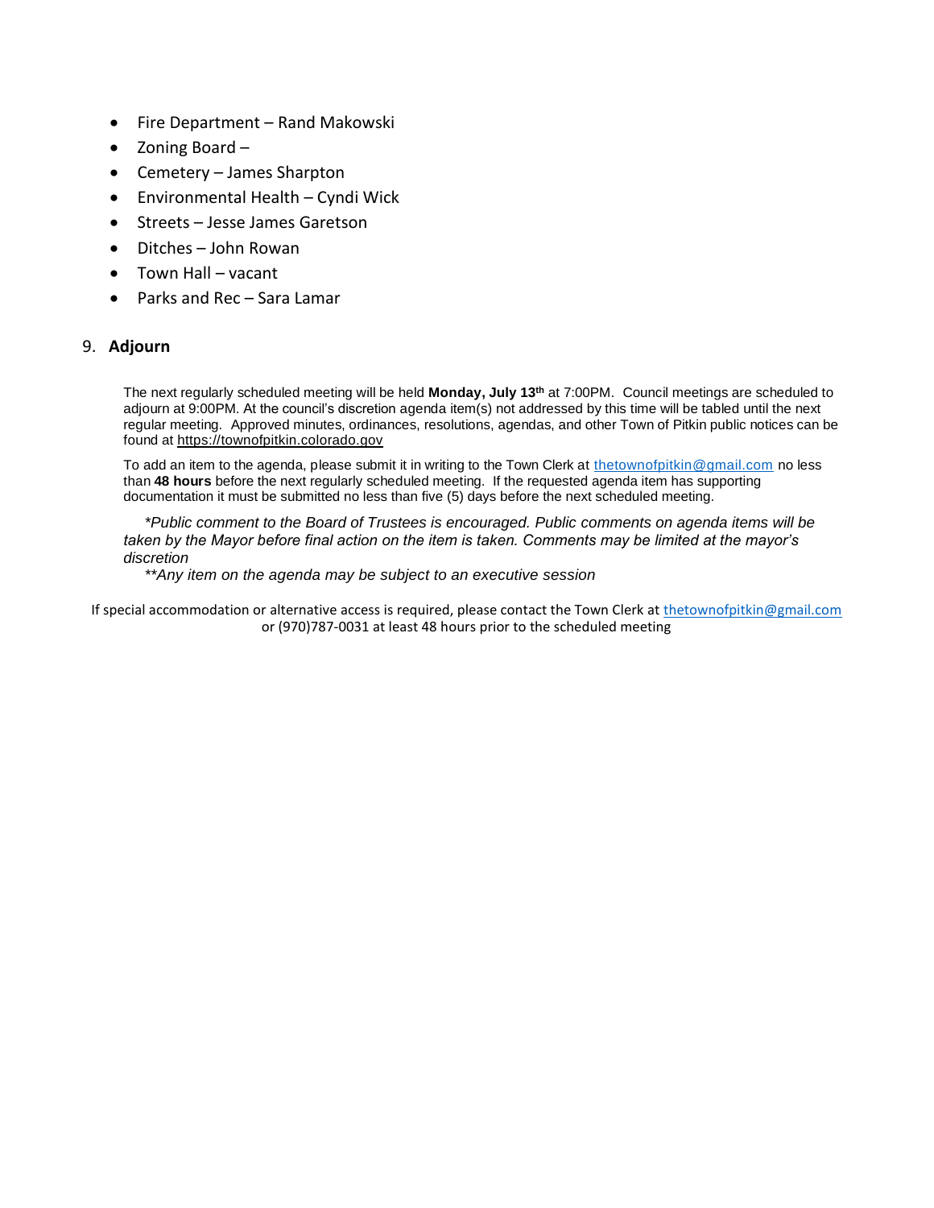- Fire Department – Rand Makowski
- Zoning Board –
- Cemetery – James Sharpton
- Environmental Health – Cyndi Wick
- Streets – Jesse James Garetson
- Ditches – John Rowan
- Town Hall – vacant
- Parks and Rec – Sara Lamar

9. **Adjourn**

The next regularly scheduled meeting will be held **Monday, July 13th** at 7:00PM. Council meetings are scheduled to adjourn at 9:00PM. At the council's discretion agenda item(s) not addressed by this time will be tabled until the next regular meeting. Approved minutes, ordinances, resolutions, agendas, and other Town of Pitkin public notices can be found at https://townofpitkin.colorado.gov

To add an item to the agenda, please submit it in writing to the Town Clerk at thetownofpitkin@gmail.com no less than **48 hours** before the next regularly scheduled meeting. If the requested agenda item has supporting documentation it must be submitted no less than five (5) days before the next scheduled meeting.

*\*Public comment to the Board of Trustees is encouraged. Public comments on agenda items will be taken by the Mayor before final action on the item is taken. Comments may be limited at the mayor's discretion*

*\*\*Any item on the agenda may be subject to an executive session*

If special accommodation or alternative access is required, please contact the Town Clerk at thetownofpitkin@gmail.com or (970)787-0031 at least 48 hours prior to the scheduled meeting